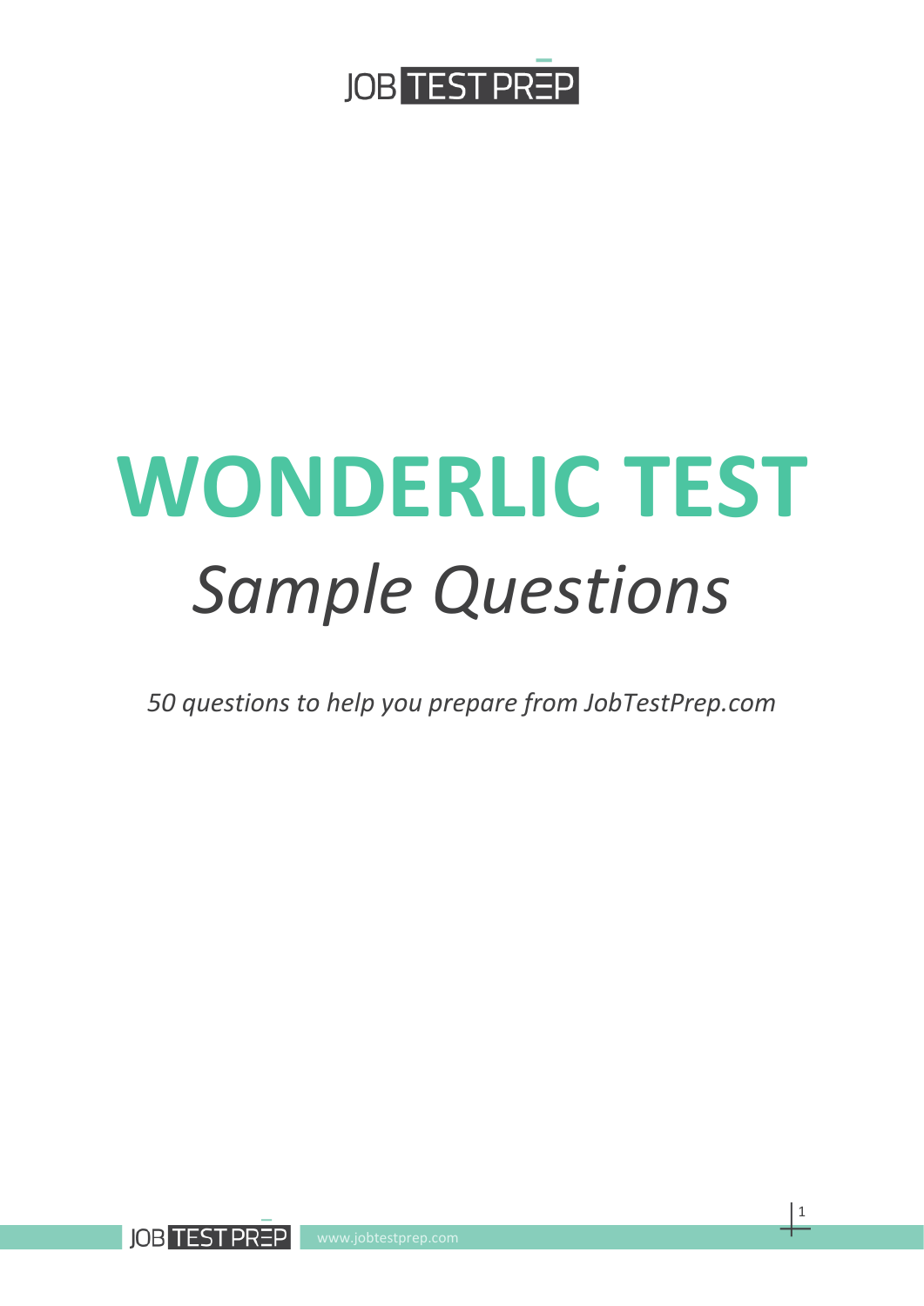JOB TEST PREP

# WONDERLIC TEST

## *Sample Questions*

*50 questions to help you prepare from JobTestPrep.com*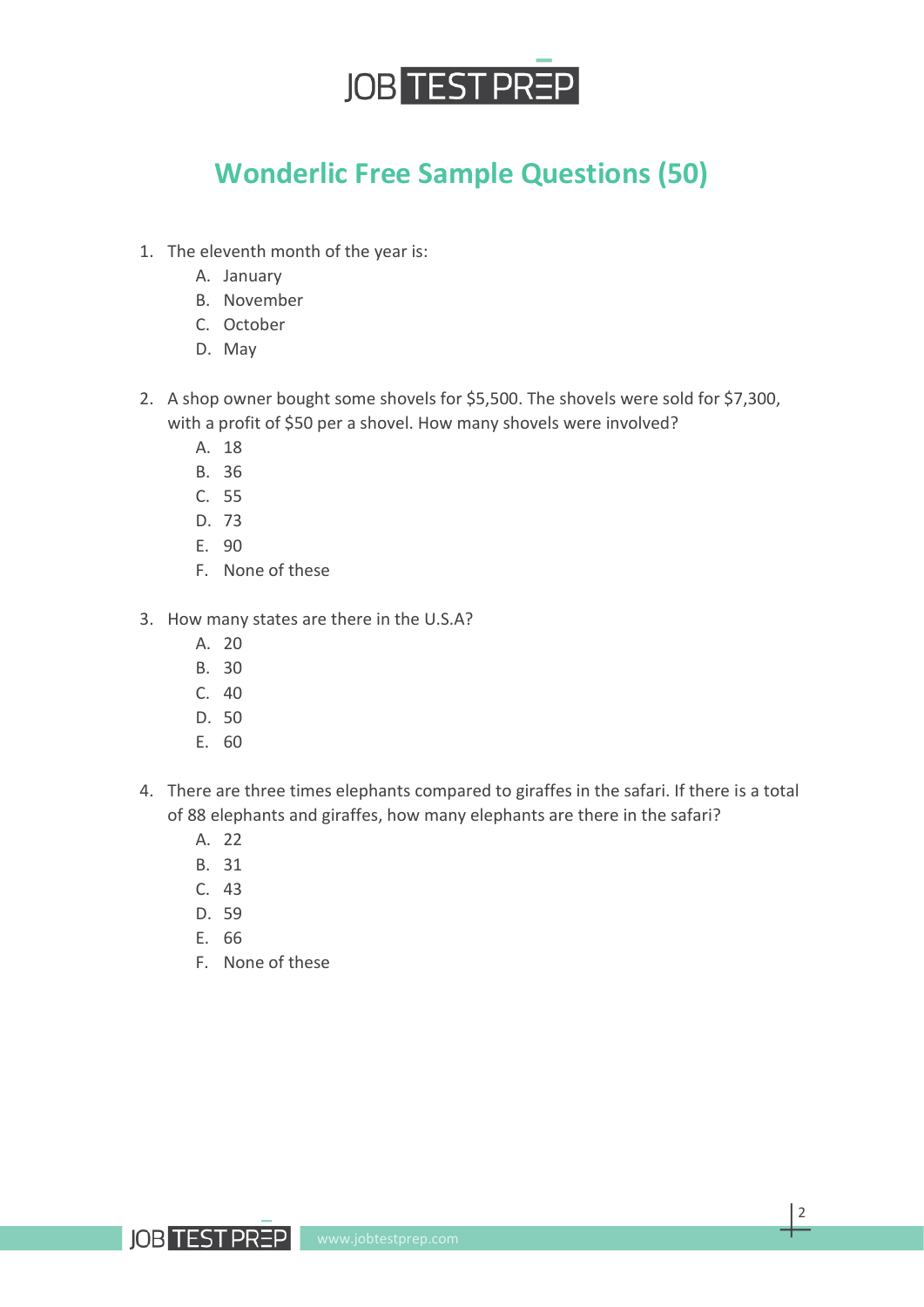# Wonderlic Free Sample Questions (50)

1. The eleventh month of the year is:
    A. January
    B. November
    C. October
    D. May

2. A shop owner bought some shovels for $5,500. The shovels were sold for $7,300, with a profit of $50 per a shovel. How many shovels were involved?
    A. 18
    B. 36
    C. 55
    D. 73
    E. 90
    F. None of these

3. How many states are there in the U.S.A?
    A. 20
    B. 30
    C. 40
    D. 50
    E. 60

4. There are three times elephants compared to giraffes in the safari. If there is a total of 88 elephants and giraffes, how many elephants are there in the safari?
    A. 22
    B. 31
    C. 43
    D. 59
    E. 66
    F. None of these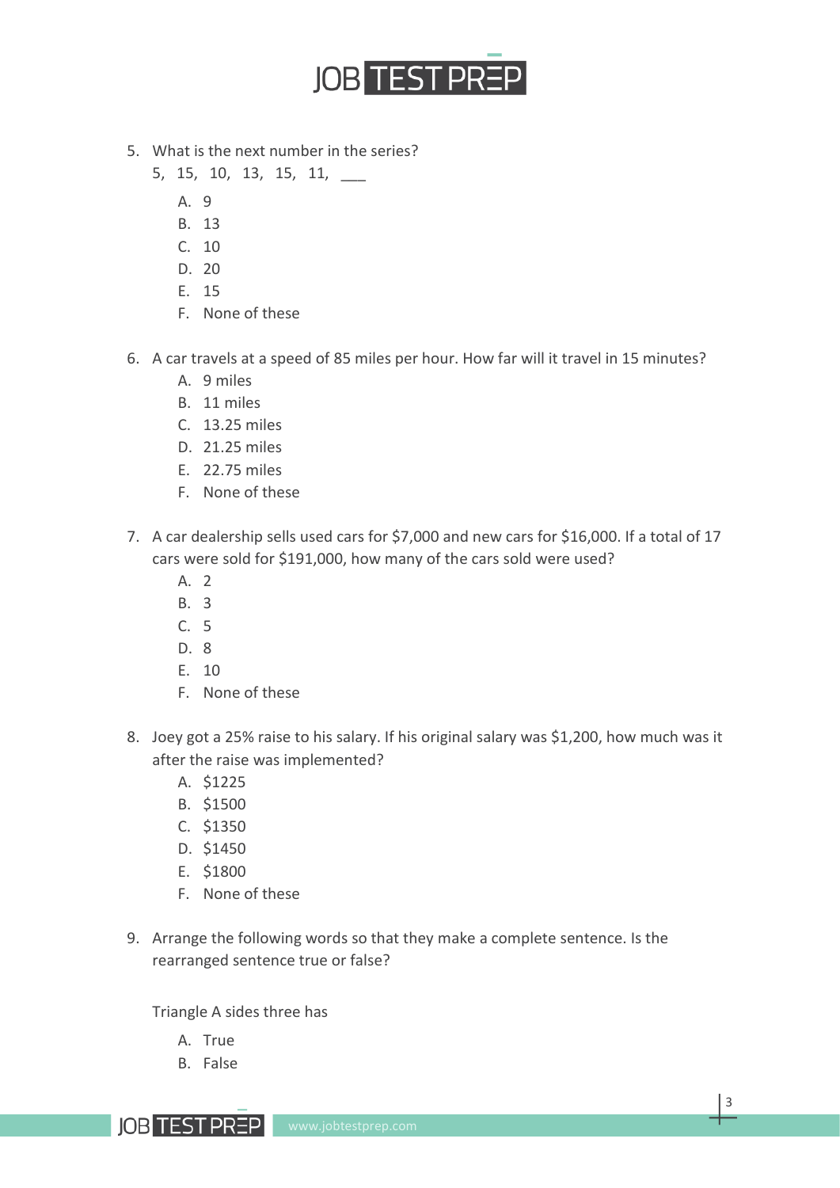5. What is the next number in the series?

   5, 15, 10, 13, 15, 11, ___

   A. 9
   B. 13
   C. 10
   D. 20
   E. 15
   F. None of these

6. A car travels at a speed of 85 miles per hour. How far will it travel in 15 minutes?

   A. 9 miles
   B. 11 miles
   C. 13.25 miles
   D. 21.25 miles
   E. 22.75 miles
   F. None of these

7. A car dealership sells used cars for $7,000 and new cars for $16,000. If a total of 17 cars were sold for $191,000, how many of the cars sold were used?

   A. 2
   B. 3
   C. 5
   D. 8
   E. 10
   F. None of these

8. Joey got a 25% raise to his salary. If his original salary was $1,200, how much was it after the raise was implemented?

   A. $1225
   B. $1500
   C. $1350
   D. $1450
   E. $1800
   F. None of these

9. Arrange the following words so that they make a complete sentence. Is the rearranged sentence true or false?

   Triangle A sides three has

   A. True
   B. False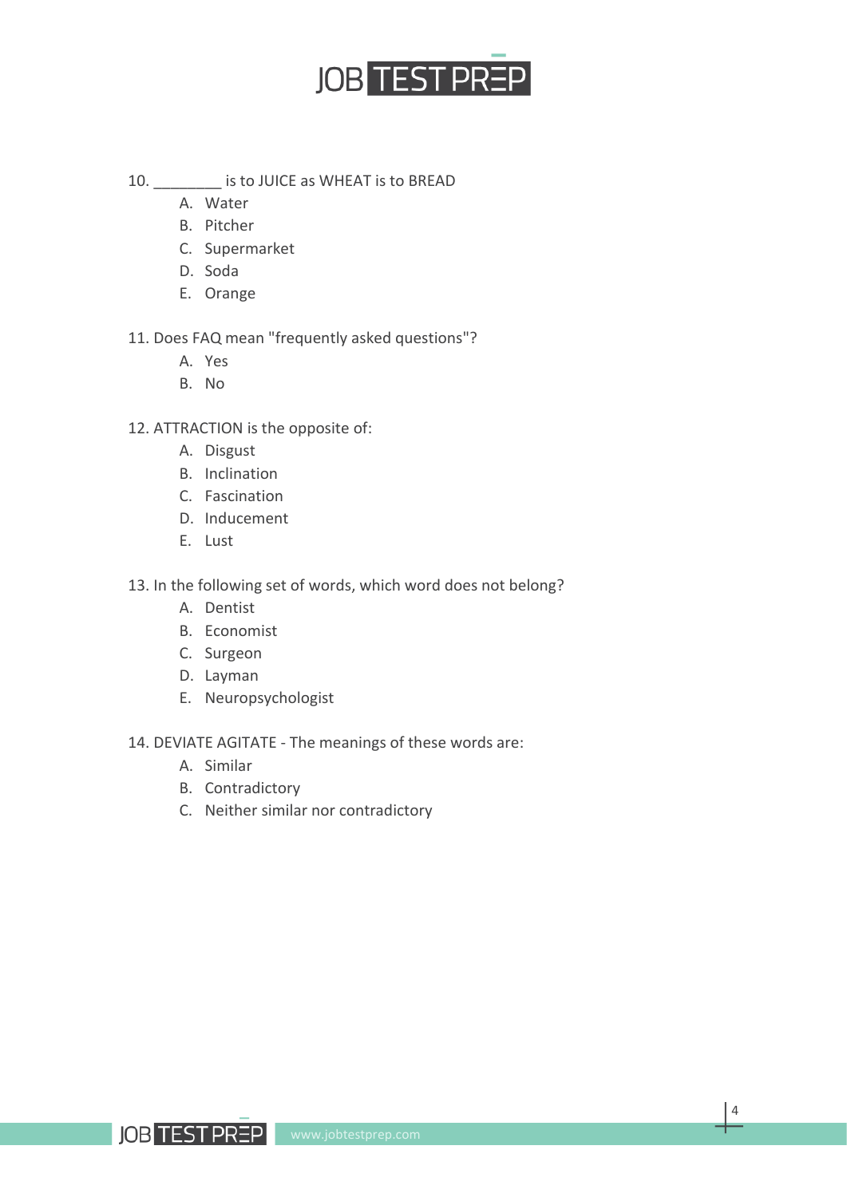10. ________ is to JUICE as WHEAT is to BREAD

   A. Water
   B. Pitcher
   C. Supermarket
   D. Soda
   E. Orange

11. Does FAQ mean "frequently asked questions"?

   A. Yes
   B. No

12. ATTRACTION is the opposite of:

   A. Disgust
   B. Inclination
   C. Fascination
   D. Inducement
   E. Lust

13. In the following set of words, which word does not belong?

   A. Dentist
   B. Economist
   C. Surgeon
   D. Layman
   E. Neuropsychologist

14. DEVIATE AGITATE - The meanings of these words are:

   A. Similar
   B. Contradictory
   C. Neither similar nor contradictory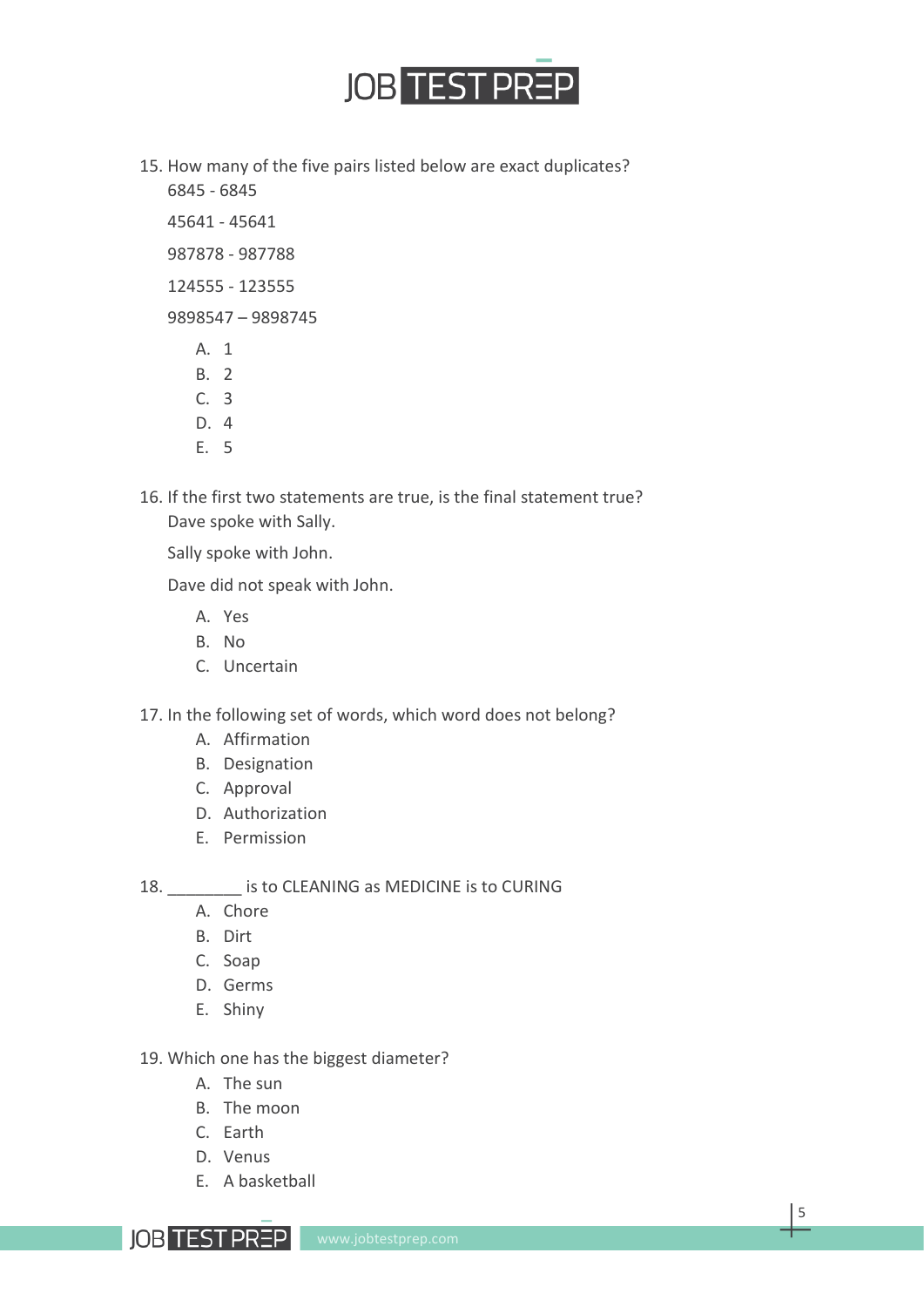15. How many of the five pairs listed below are exact duplicates?

    6845 - 6845

    45641 - 45641

    987878 - 987788

    124555 - 123555

    9898547 – 9898745

    A. 1
    B. 2
    C. 3
    D. 4
    E. 5

16. If the first two statements are true, is the final statement true?

    Dave spoke with Sally.

    Sally spoke with John.

    Dave did not speak with John.

    A. Yes
    B. No
    C. Uncertain

17. In the following set of words, which word does not belong?

    A. Affirmation
    B. Designation
    C. Approval
    D. Authorization
    E. Permission

18. ________ is to CLEANING as MEDICINE is to CURING

    A. Chore
    B. Dirt
    C. Soap
    D. Germs
    E. Shiny

19. Which one has the biggest diameter?

    A. The sun
    B. The moon
    C. Earth
    D. Venus
    E. A basketball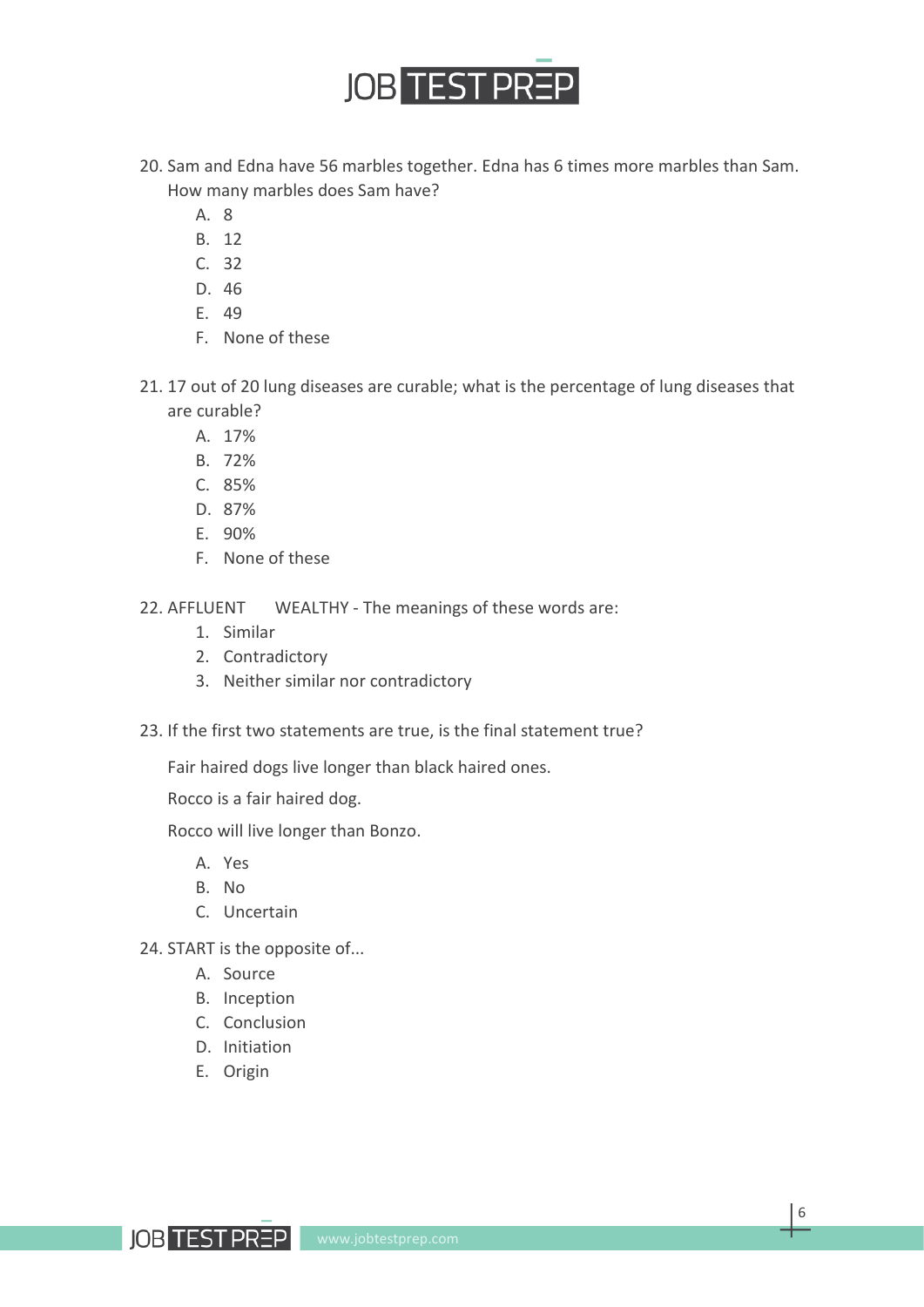20. Sam and Edna have 56 marbles together. Edna has 6 times more marbles than Sam. How many marbles does Sam have?
    A. 8
    B. 12
    C. 32
    D. 46
    E. 49
    F. None of these

21. 17 out of 20 lung diseases are curable; what is the percentage of lung diseases that are curable?
    A. 17%
    B. 72%
    C. 85%
    D. 87%
    E. 90%
    F. None of these

22. AFFLUENT WEALTHY - The meanings of these words are:
    1. Similar
    2. Contradictory
    3. Neither similar nor contradictory

23. If the first two statements are true, is the final statement true?

    Fair haired dogs live longer than black haired ones.

    Rocco is a fair haired dog.

    Rocco will live longer than Bonzo.

    A. Yes
    B. No
    C. Uncertain

24. START is the opposite of...
    A. Source
    B. Inception
    C. Conclusion
    D. Initiation
    E. Origin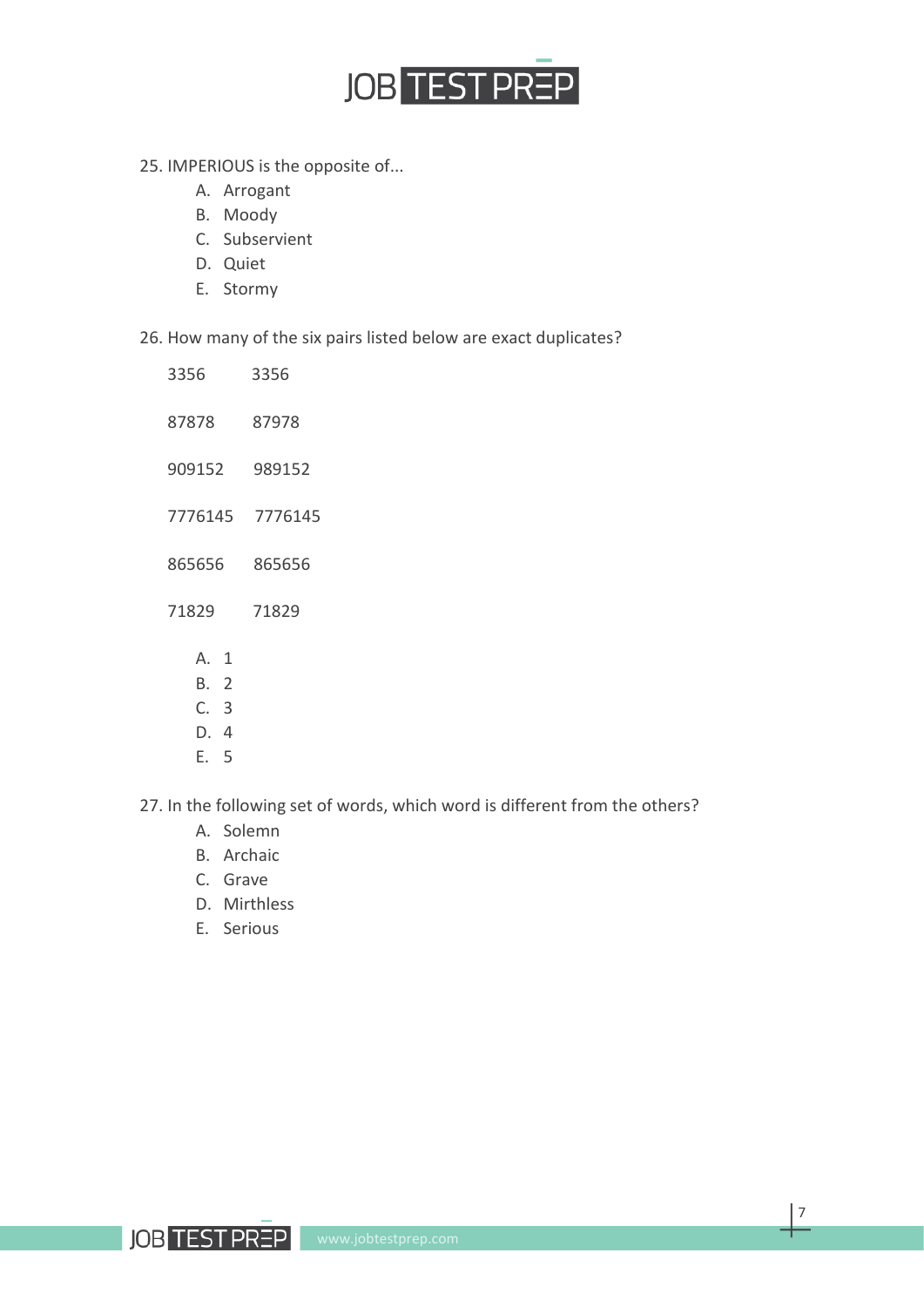25. IMPERIOUS is the opposite of...

   A. Arrogant
   B. Moody
   C. Subservient
   D. Quiet
   E. Stormy

26. How many of the six pairs listed below are exact duplicates?

| | |
|---|---|
| 3356 | 3356 |
| 87878 | 87978 |
| 909152 | 989152 |
| 7776145 | 7776145 |
| 865656 | 865656 |
| 71829 | 71829 |

   A. 1
   B. 2
   C. 3
   D. 4
   E. 5

27. In the following set of words, which word is different from the others?

   A. Solemn
   B. Archaic
   C. Grave
   D. Mirthless
   E. Serious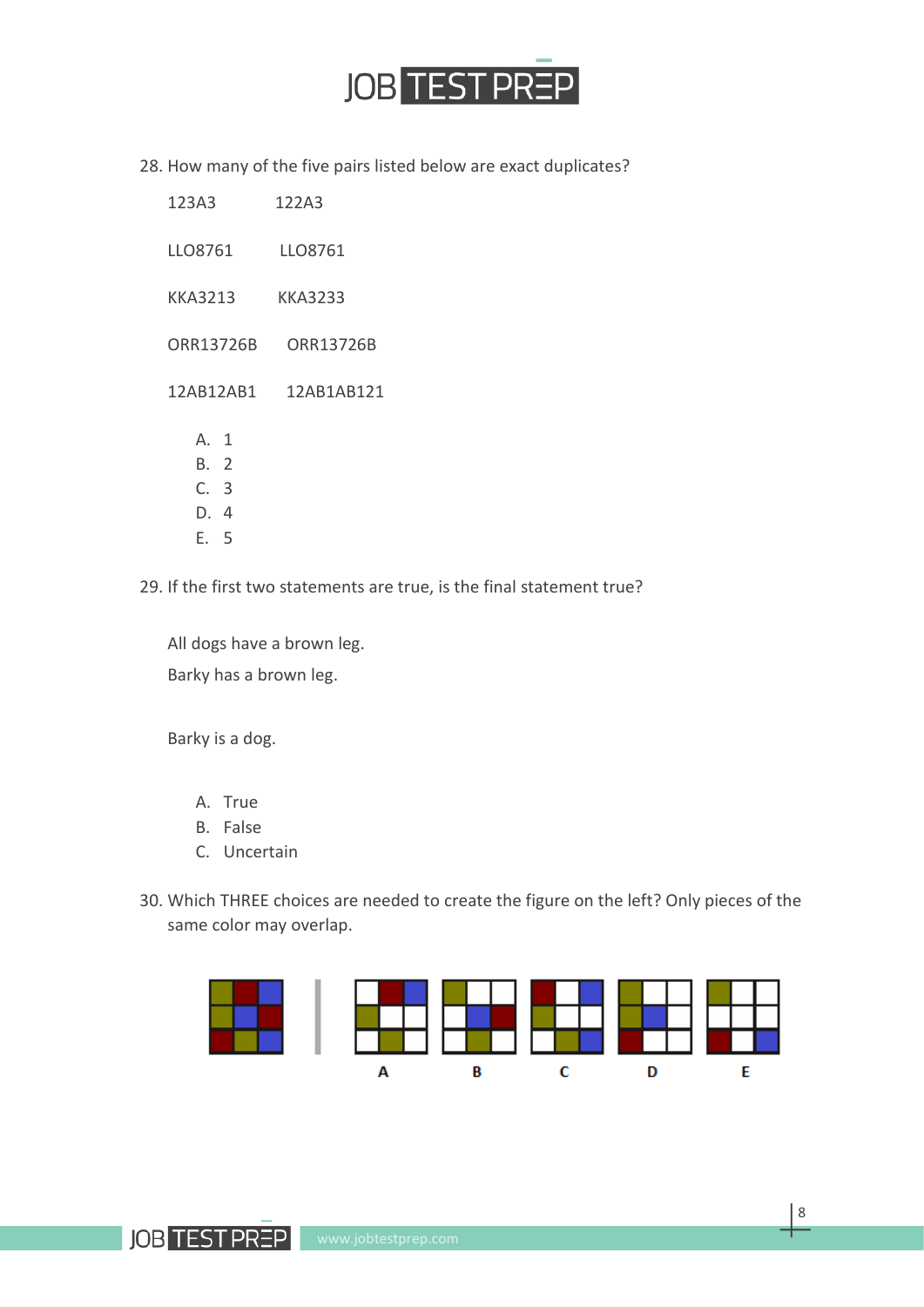28. How many of the five pairs listed below are exact duplicates?

| | |
|---|---|
| 123A3 | 122A3 |
| LLO8761 | LLO8761 |
| KKA3213 | KKA3233 |
| ORR13726B | ORR13726B |
| 12AB12AB1 | 12AB1AB121 |

A. 1
B. 2
C. 3
D. 4
E. 5

29. If the first two statements are true, is the final statement true?

All dogs have a brown leg.

Barky has a brown leg.

Barky is a dog.

A. True
B. False
C. Uncertain

30. Which THREE choices are needed to create the figure on the left? Only pieces of the same color may overlap.

A B C D E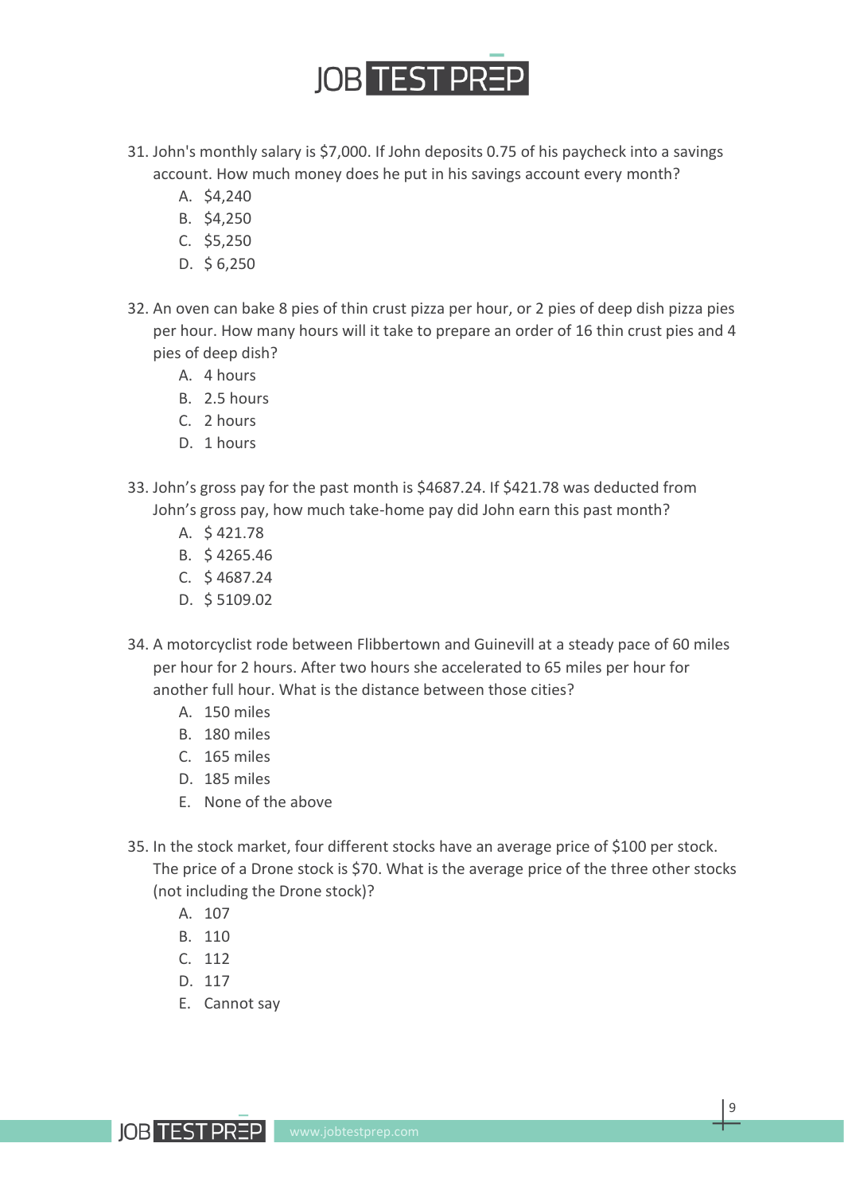31. John's monthly salary is $7,000. If John deposits 0.75 of his paycheck into a savings account. How much money does he put in his savings account every month?
    A. $4,240
    B. $4,250
    C. $5,250
    D. $ 6,250

32. An oven can bake 8 pies of thin crust pizza per hour, or 2 pies of deep dish pizza pies per hour. How many hours will it take to prepare an order of 16 thin crust pies and 4 pies of deep dish?
    A. 4 hours
    B. 2.5 hours
    C. 2 hours
    D. 1 hours

33. John's gross pay for the past month is $4687.24. If $421.78 was deducted from John's gross pay, how much take-home pay did John earn this past month?
    A. $ 421.78
    B. $ 4265.46
    C. $ 4687.24
    D. $ 5109.02

34. A motorcyclist rode between Flibbertown and Guinevill at a steady pace of 60 miles per hour for 2 hours. After two hours she accelerated to 65 miles per hour for another full hour. What is the distance between those cities?
    A. 150 miles
    B. 180 miles
    C. 165 miles
    D. 185 miles
    E. None of the above

35. In the stock market, four different stocks have an average price of $100 per stock. The price of a Drone stock is $70. What is the average price of the three other stocks (not including the Drone stock)?
    A. 107
    B. 110
    C. 112
    D. 117
    E. Cannot say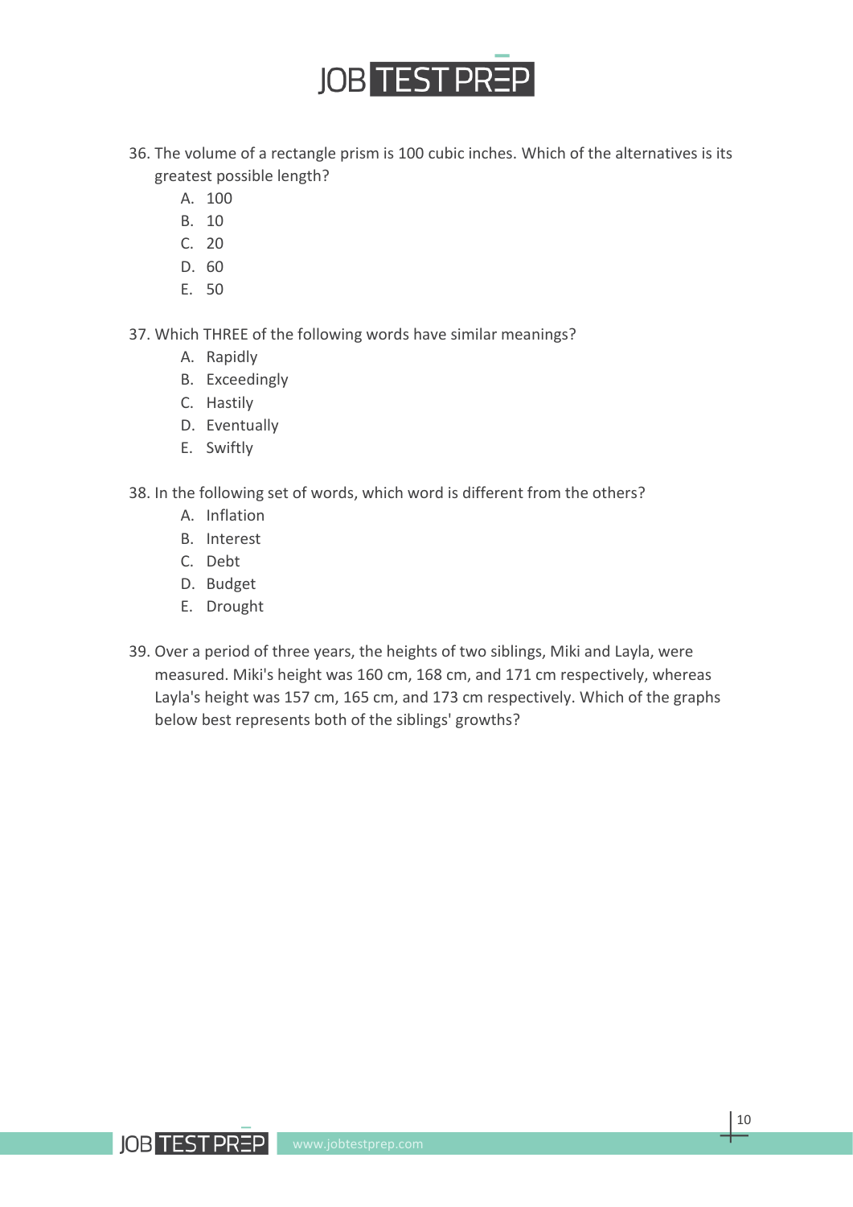36. The volume of a rectangle prism is 100 cubic inches. Which of the alternatives is its greatest possible length?
    A. 100
    B. 10
    C. 20
    D. 60
    E. 50

37. Which THREE of the following words have similar meanings?
    A. Rapidly
    B. Exceedingly
    C. Hastily
    D. Eventually
    E. Swiftly

38. In the following set of words, which word is different from the others?
    A. Inflation
    B. Interest
    C. Debt
    D. Budget
    E. Drought

39. Over a period of three years, the heights of two siblings, Miki and Layla, were measured. Miki's height was 160 cm, 168 cm, and 171 cm respectively, whereas Layla's height was 157 cm, 165 cm, and 173 cm respectively. Which of the graphs below best represents both of the siblings' growths?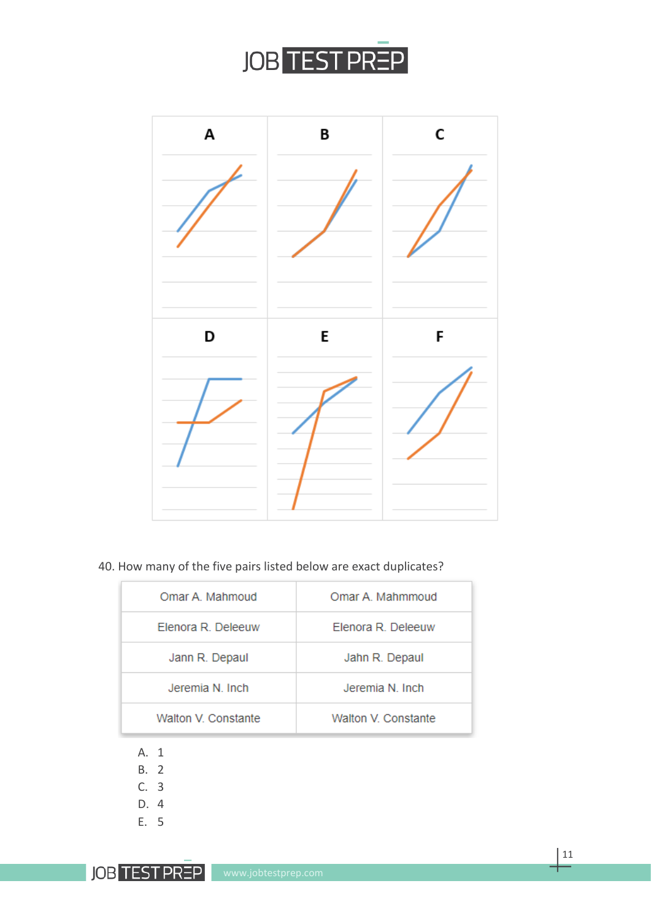A B C D E F

40. How many of the five pairs listed below are exact duplicates?

| Omar A. Mahmoud | Omar A. Mahmmoud |
|---|---|
| Elenora R. Deleeuw | Elenora R. Deleeuw |
| Jann R. Depaul | Jahn R. Depaul |
| Jeremia N. Inch | Jeremia N. Inch |
| Walton V. Constante | Walton V. Constante |

A. 1
B. 2
C. 3
D. 4
E. 5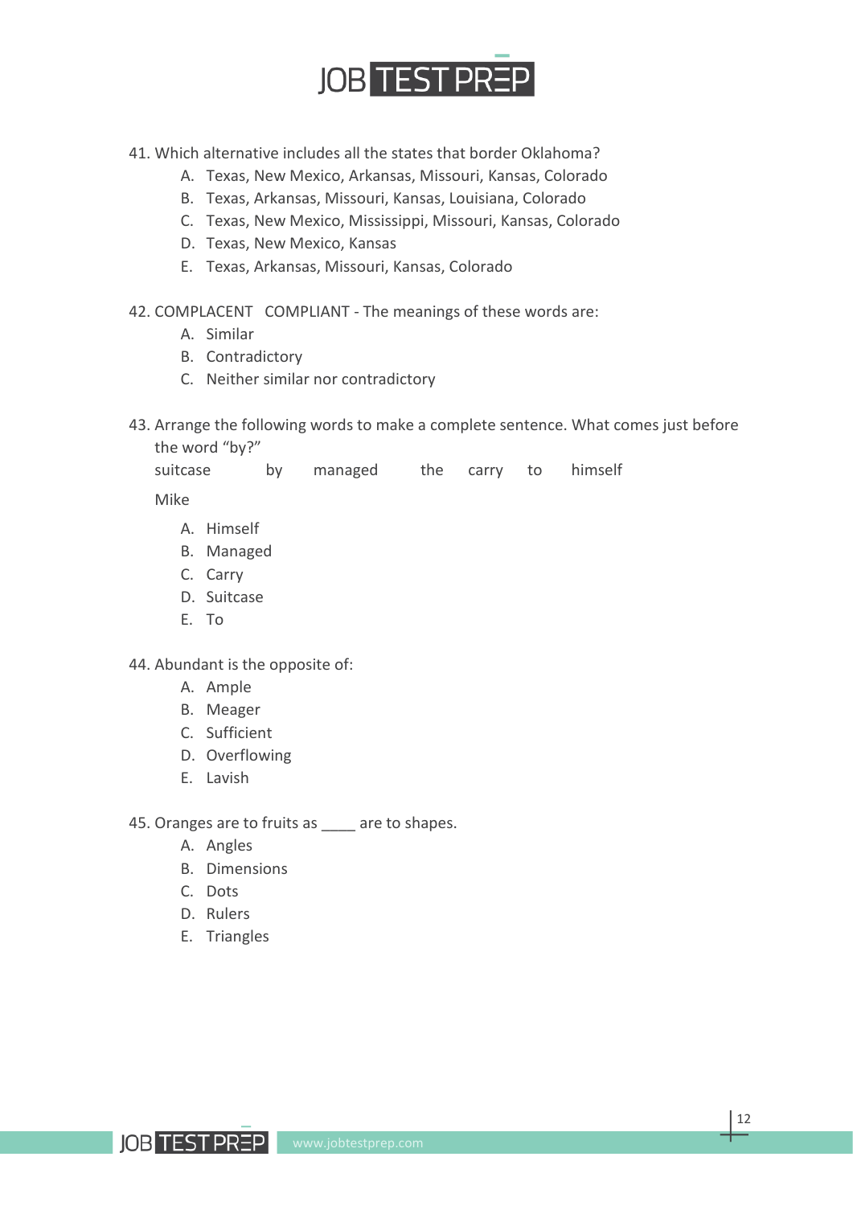41. Which alternative includes all the states that border Oklahoma?
    A. Texas, New Mexico, Arkansas, Missouri, Kansas, Colorado
    B. Texas, Arkansas, Missouri, Kansas, Louisiana, Colorado
    C. Texas, New Mexico, Mississippi, Missouri, Kansas, Colorado
    D. Texas, New Mexico, Kansas
    E. Texas, Arkansas, Missouri, Kansas, Colorado

42. COMPLACENT COMPLIANT - The meanings of these words are:
    A. Similar
    B. Contradictory
    C. Neither similar nor contradictory

43. Arrange the following words to make a complete sentence. What comes just before the word "by?"

    suitcase by managed the carry to himself

    Mike

    A. Himself
    B. Managed
    C. Carry
    D. Suitcase
    E. To

44. Abundant is the opposite of:
    A. Ample
    B. Meager
    C. Sufficient
    D. Overflowing
    E. Lavish

45. Oranges are to fruits as ____ are to shapes.
    A. Angles
    B. Dimensions
    C. Dots
    D. Rulers
    E. Triangles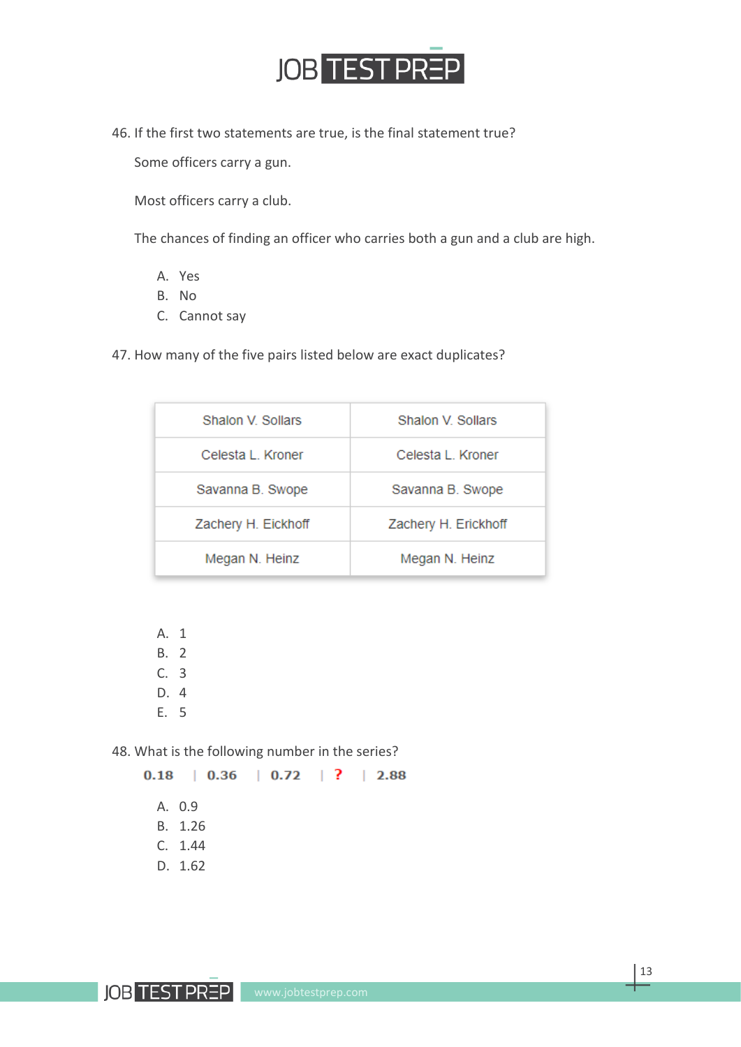46. If the first two statements are true, is the final statement true?

Some officers carry a gun.

Most officers carry a club.

The chances of finding an officer who carries both a gun and a club are high.

A. Yes
B. No
C. Cannot say

47. How many of the five pairs listed below are exact duplicates?

| | |
|---|---|
| Shalon V. Sollars | Shalon V. Sollars |
| Celesta L. Kroner | Celesta L. Kroner |
| Savanna B. Swope | Savanna B. Swope |
| Zachery H. Eickhoff | Zachery H. Erickhoff |
| Megan N. Heinz | Megan N. Heinz |

A. 1
B. 2
C. 3
D. 4
E. 5

48. What is the following number in the series?

**0.18** | **0.36** | **0.72** | **?** | **2.88**

A. 0.9
B. 1.26
C. 1.44
D. 1.62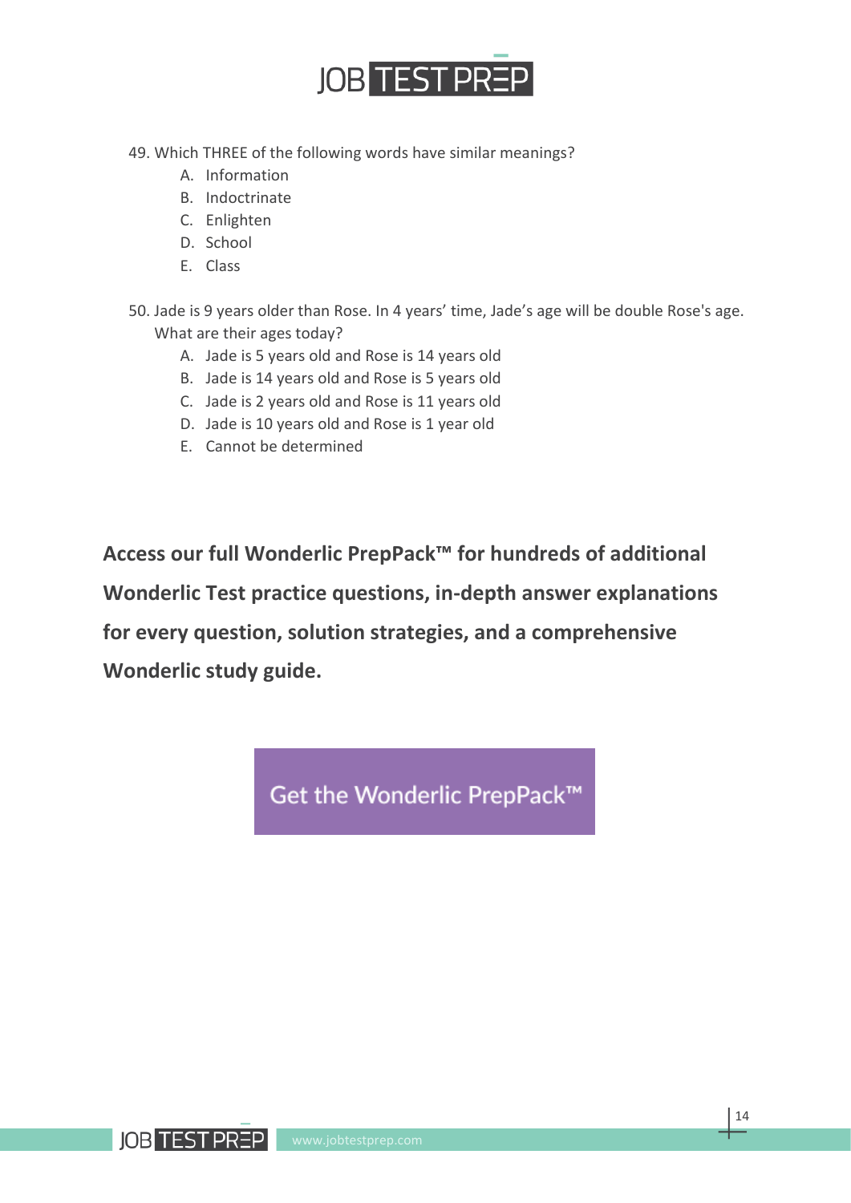49. Which THREE of the following words have similar meanings?
    A. Information
    B. Indoctrinate
    C. Enlighten
    D. School
    E. Class

50. Jade is 9 years older than Rose. In 4 years' time, Jade's age will be double Rose's age. What are their ages today?
    A. Jade is 5 years old and Rose is 14 years old
    B. Jade is 14 years old and Rose is 5 years old
    C. Jade is 2 years old and Rose is 11 years old
    D. Jade is 10 years old and Rose is 1 year old
    E. Cannot be determined

**Access our full Wonderlic PrepPack™ for hundreds of additional Wonderlic Test practice questions, in-depth answer explanations for every question, solution strategies, and a comprehensive Wonderlic study guide.**

Get the Wonderlic PrepPack™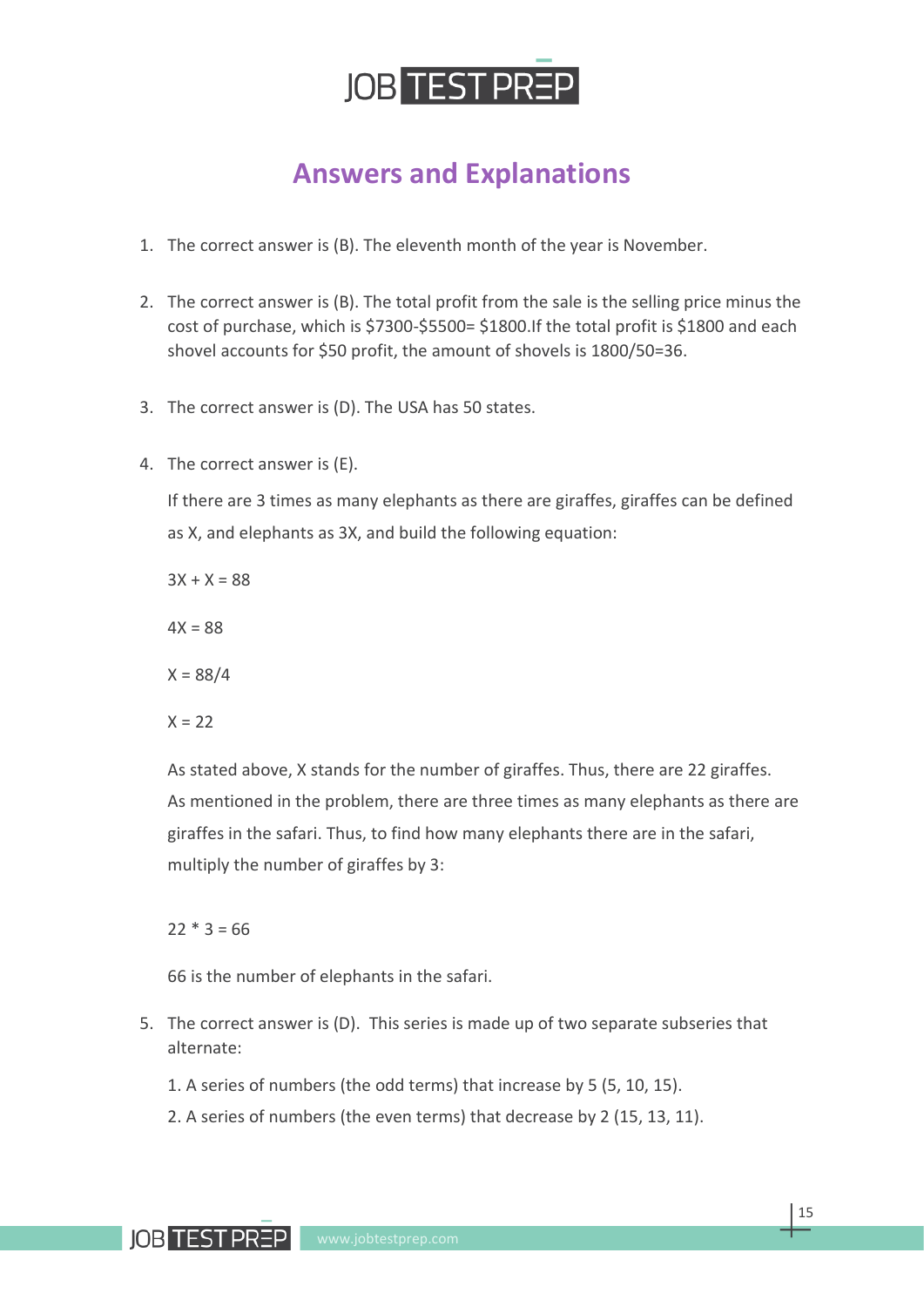# Answers and Explanations

1. The correct answer is (B). The eleventh month of the year is November.

2. The correct answer is (B). The total profit from the sale is the selling price minus the cost of purchase, which is $7300-$5500= $1800.If the total profit is $1800 and each shovel accounts for $50 profit, the amount of shovels is 1800/50=36.

3. The correct answer is (D). The USA has 50 states.

4. The correct answer is (E).

   If there are 3 times as many elephants as there are giraffes, giraffes can be defined as X, and elephants as 3X, and build the following equation:

   $3X + X = 88$

   $4X = 88$

   $X = 88/4$

   $X = 22$

   As stated above, X stands for the number of giraffes. Thus, there are 22 giraffes. As mentioned in the problem, there are three times as many elephants as there are giraffes in the safari. Thus, to find how many elephants there are in the safari, multiply the number of giraffes by 3:

   $22 * 3 = 66$

   66 is the number of elephants in the safari.

5. The correct answer is (D). This series is made up of two separate subseries that alternate:

   1. A series of numbers (the odd terms) that increase by 5 (5, 10, 15).
   2. A series of numbers (the even terms) that decrease by 2 (15, 13, 11).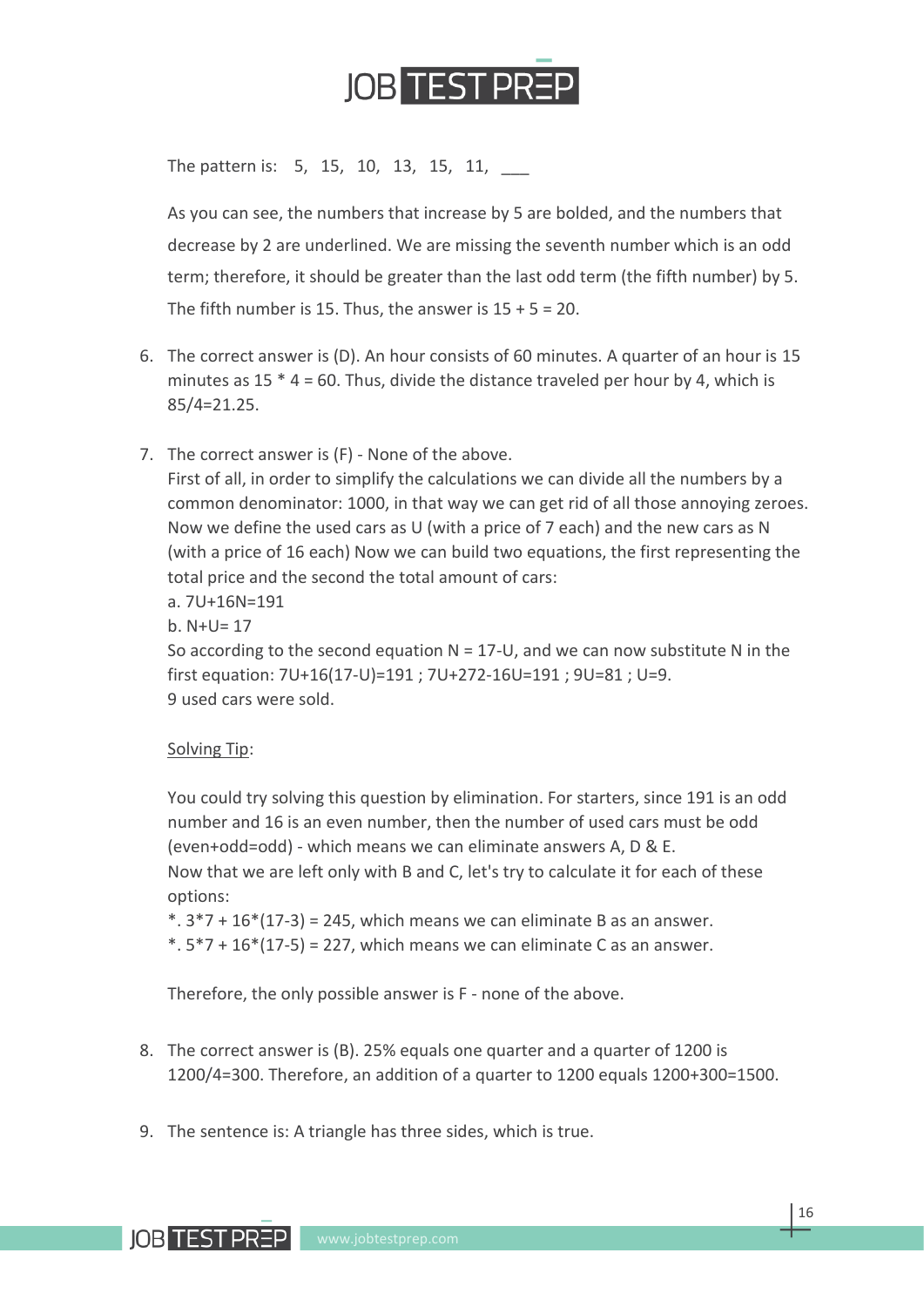The pattern is: 5, 15, 10, 13, 15, 11, ___

As you can see, the numbers that increase by 5 are bolded, and the numbers that decrease by 2 are underlined. We are missing the seventh number which is an odd term; therefore, it should be greater than the last odd term (the fifth number) by 5. The fifth number is 15. Thus, the answer is 15 + 5 = 20.

6. The correct answer is (D). An hour consists of 60 minutes. A quarter of an hour is 15 minutes as 15 * 4 = 60. Thus, divide the distance traveled per hour by 4, which is 85/4=21.25.

7. The correct answer is (F) - None of the above.
   First of all, in order to simplify the calculations we can divide all the numbers by a common denominator: 1000, in that way we can get rid of all those annoying zeroes. Now we define the used cars as U (with a price of 7 each) and the new cars as N (with a price of 16 each) Now we can build two equations, the first representing the total price and the second the total amount of cars:
   a. 7U+16N=191
   b. N+U= 17
   So according to the second equation N = 17-U, and we can now substitute N in the first equation: 7U+16(17-U)=191 ; 7U+272-16U=191 ; 9U=81 ; U=9.
   9 used cars were sold.

   <u>Solving Tip</u>:

   You could try solving this question by elimination. For starters, since 191 is an odd number and 16 is an even number, then the number of used cars must be odd (even+odd=odd) - which means we can eliminate answers A, D & E.
   Now that we are left only with B and C, let's try to calculate it for each of these options:
   *. 3*7 + 16*(17-3) = 245, which means we can eliminate B as an answer.
   *. 5*7 + 16*(17-5) = 227, which means we can eliminate C as an answer.

   Therefore, the only possible answer is F - none of the above.

8. The correct answer is (B). 25% equals one quarter and a quarter of 1200 is 1200/4=300. Therefore, an addition of a quarter to 1200 equals 1200+300=1500.

9. The sentence is: A triangle has three sides, which is true.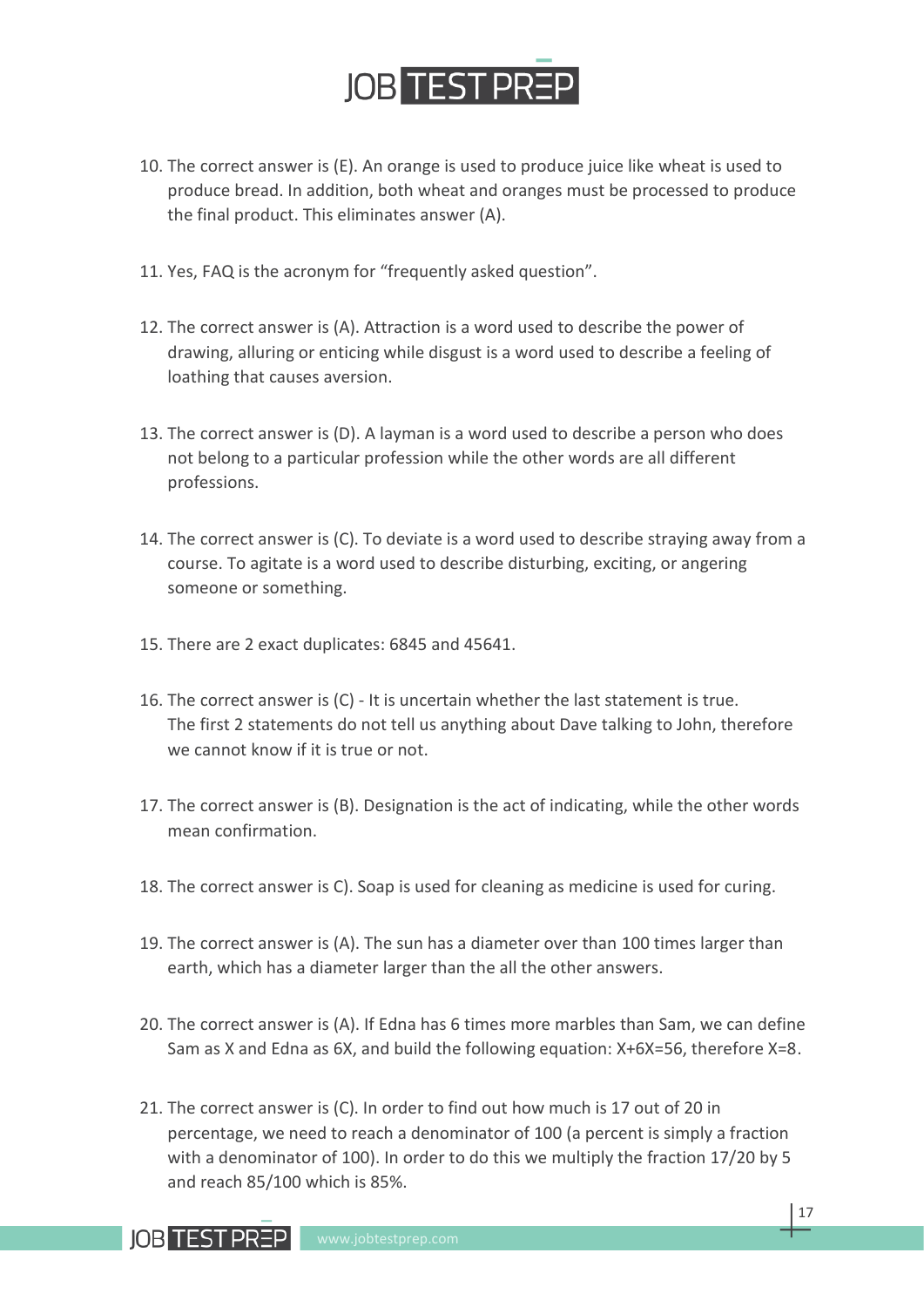10. The correct answer is (E). An orange is used to produce juice like wheat is used to produce bread. In addition, both wheat and oranges must be processed to produce the final product. This eliminates answer (A).

11. Yes, FAQ is the acronym for "frequently asked question".

12. The correct answer is (A). Attraction is a word used to describe the power of drawing, alluring or enticing while disgust is a word used to describe a feeling of loathing that causes aversion.

13. The correct answer is (D). A layman is a word used to describe a person who does not belong to a particular profession while the other words are all different professions.

14. The correct answer is (C). To deviate is a word used to describe straying away from a course. To agitate is a word used to describe disturbing, exciting, or angering someone or something.

15. There are 2 exact duplicates: 6845 and 45641.

16. The correct answer is (C) - It is uncertain whether the last statement is true. The first 2 statements do not tell us anything about Dave talking to John, therefore we cannot know if it is true or not.

17. The correct answer is (B). Designation is the act of indicating, while the other words mean confirmation.

18. The correct answer is C). Soap is used for cleaning as medicine is used for curing.

19. The correct answer is (A). The sun has a diameter over than 100 times larger than earth, which has a diameter larger than the all the other answers.

20. The correct answer is (A). If Edna has 6 times more marbles than Sam, we can define Sam as X and Edna as 6X, and build the following equation: $X+6X=56$, therefore $X=8$.

21. The correct answer is (C). In order to find out how much is 17 out of 20 in percentage, we need to reach a denominator of 100 (a percent is simply a fraction with a denominator of 100). In order to do this we multiply the fraction 17/20 by 5 and reach 85/100 which is 85%.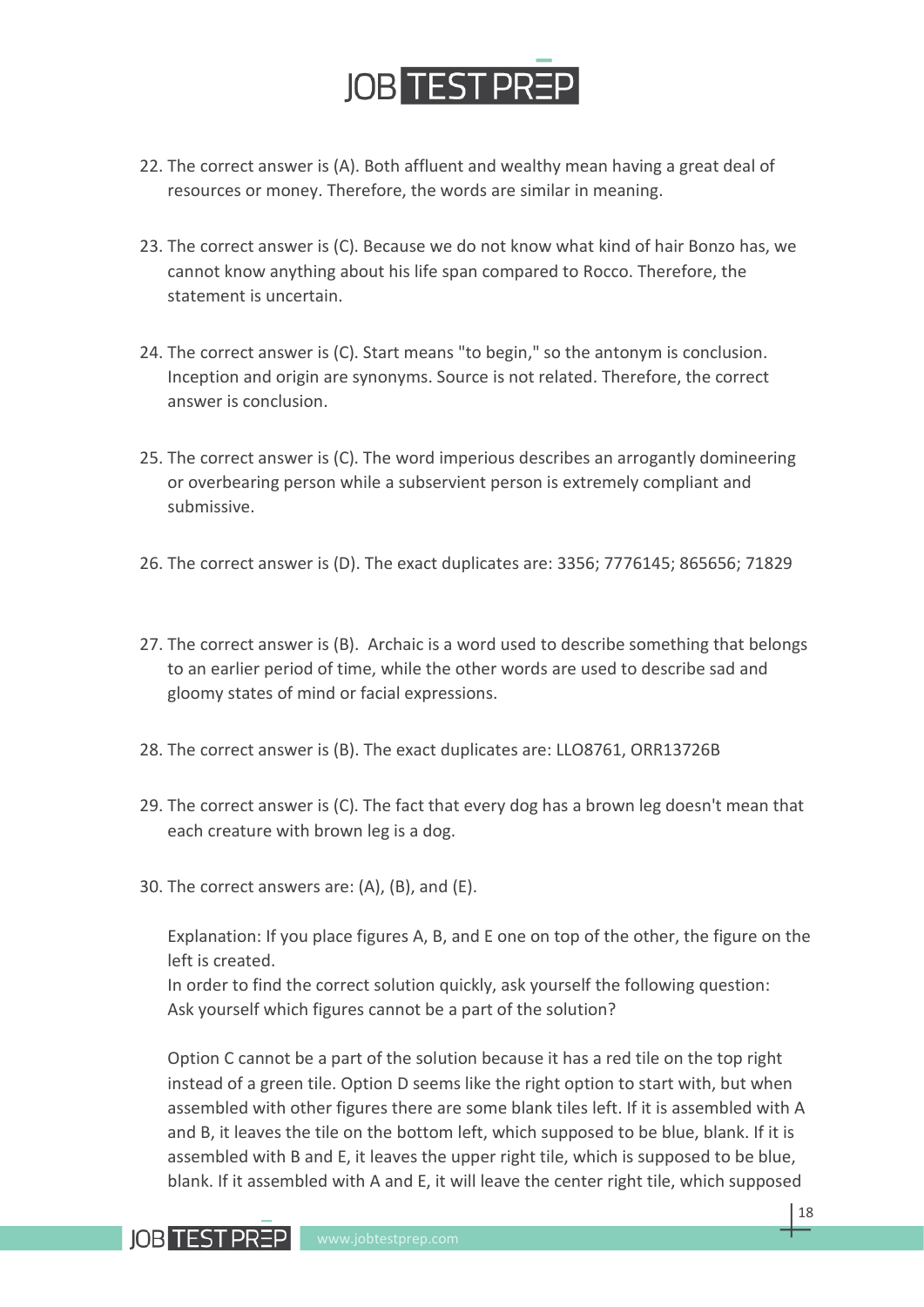22. The correct answer is (A). Both affluent and wealthy mean having a great deal of resources or money. Therefore, the words are similar in meaning.

23. The correct answer is (C). Because we do not know what kind of hair Bonzo has, we cannot know anything about his life span compared to Rocco. Therefore, the statement is uncertain.

24. The correct answer is (C). Start means "to begin," so the antonym is conclusion. Inception and origin are synonyms. Source is not related. Therefore, the correct answer is conclusion.

25. The correct answer is (C). The word imperious describes an arrogantly domineering or overbearing person while a subservient person is extremely compliant and submissive.

26. The correct answer is (D). The exact duplicates are: 3356; 7776145; 865656; 71829

27. The correct answer is (B). Archaic is a word used to describe something that belongs to an earlier period of time, while the other words are used to describe sad and gloomy states of mind or facial expressions.

28. The correct answer is (B). The exact duplicates are: LLO8761, ORR13726B

29. The correct answer is (C). The fact that every dog has a brown leg doesn't mean that each creature with brown leg is a dog.

30. The correct answers are: (A), (B), and (E).

    Explanation: If you place figures A, B, and E one on top of the other, the figure on the left is created.
    In order to find the correct solution quickly, ask yourself the following question: Ask yourself which figures cannot be a part of the solution?

    Option C cannot be a part of the solution because it has a red tile on the top right instead of a green tile. Option D seems like the right option to start with, but when assembled with other figures there are some blank tiles left. If it is assembled with A and B, it leaves the tile on the bottom left, which supposed to be blue, blank. If it is assembled with B and E, it leaves the upper right tile, which is supposed to be blue, blank. If it assembled with A and E, it will leave the center right tile, which supposed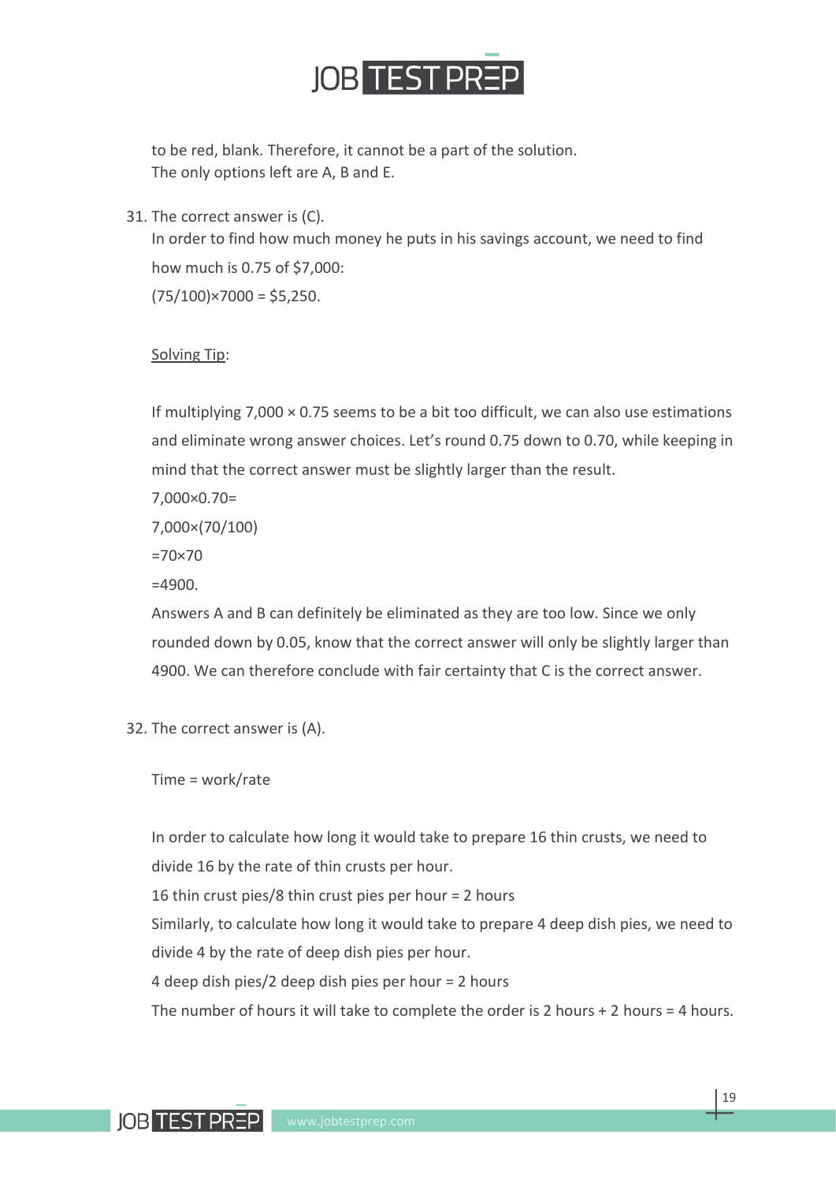to be red, blank. Therefore, it cannot be a part of the solution.
The only options left are A, B and E.

31. The correct answer is (C).

    In order to find how much money he puts in his savings account, we need to find how much is 0.75 of $7,000:

    $(75/100) \times 7000 = \$5,250$.

    <u>Solving Tip</u>:

    If multiplying $7,000 \times 0.75$ seems to be a bit too difficult, we can also use estimations and eliminate wrong answer choices. Let's round 0.75 down to 0.70, while keeping in mind that the correct answer must be slightly larger than the result.

    $7,000 \times 0.70 =$

    $7,000 \times (70/100)$

    $= 70 \times 70$

    $= 4900$.

    Answers A and B can definitely be eliminated as they are too low. Since we only rounded down by 0.05, know that the correct answer will only be slightly larger than 4900. We can therefore conclude with fair certainty that C is the correct answer.

32. The correct answer is (A).

    Time = work/rate

    In order to calculate how long it would take to prepare 16 thin crusts, we need to divide 16 by the rate of thin crusts per hour.

    16 thin crust pies/8 thin crust pies per hour = 2 hours

    Similarly, to calculate how long it would take to prepare 4 deep dish pies, we need to divide 4 by the rate of deep dish pies per hour.

    4 deep dish pies/2 deep dish pies per hour = 2 hours

    The number of hours it will take to complete the order is 2 hours + 2 hours = 4 hours.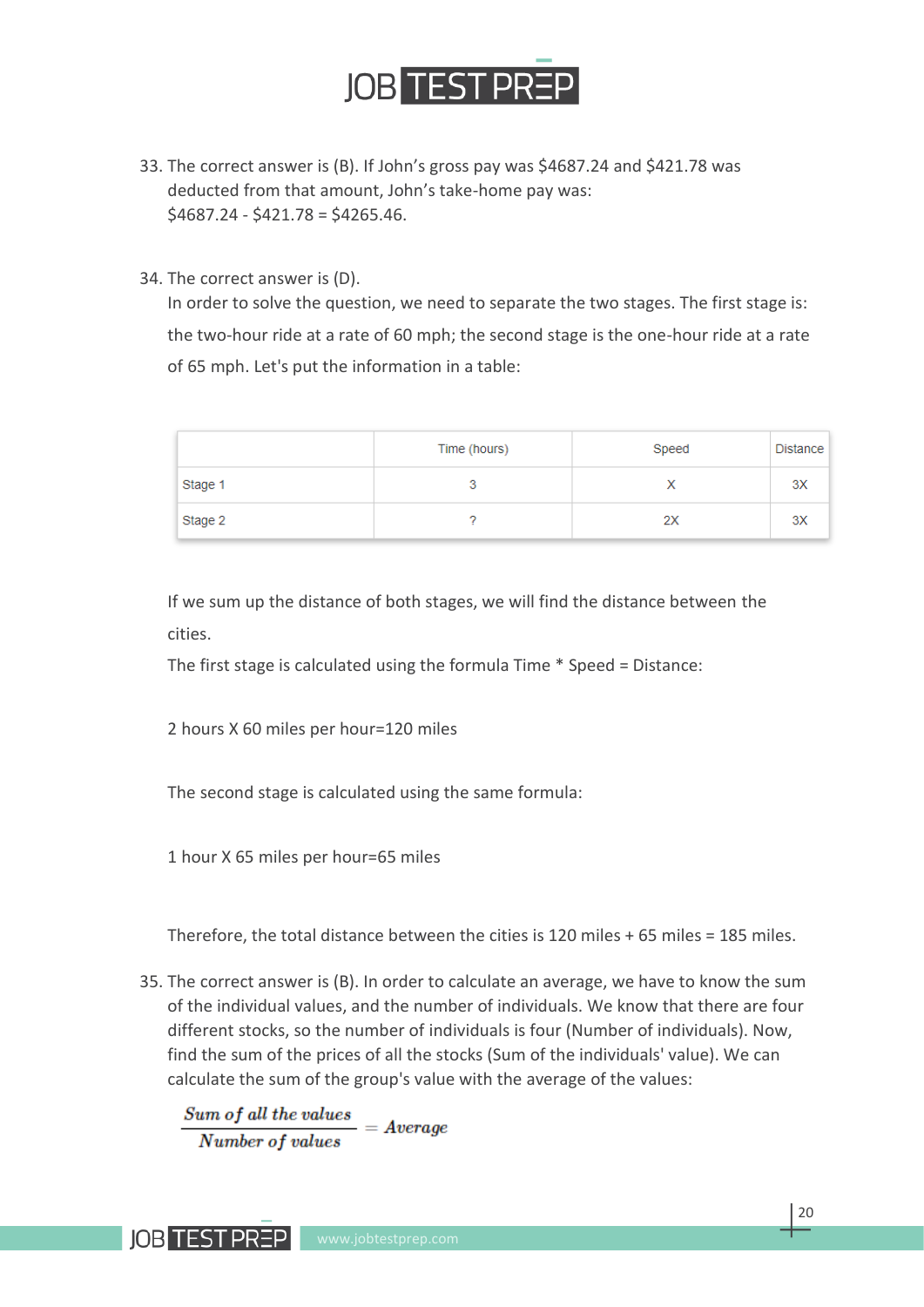33. The correct answer is (B). If John's gross pay was $4687.24 and $421.78 was deducted from that amount, John's take-home pay was:
    $4687.24 - $421.78 = $4265.46.

34. The correct answer is (D).
    In order to solve the question, we need to separate the two stages. The first stage is: the two-hour ride at a rate of 60 mph; the second stage is the one-hour ride at a rate of 65 mph. Let's put the information in a table:

| | Time (hours) | Speed | Distance |
|---|---|---|---|
| Stage 1 | 3 | X | 3X |
| Stage 2 | ? | 2X | 3X |

If we sum up the distance of both stages, we will find the distance between the cities.

The first stage is calculated using the formula Time * Speed = Distance:

2 hours X 60 miles per hour=120 miles

The second stage is calculated using the same formula:

1 hour X 65 miles per hour=65 miles

Therefore, the total distance between the cities is 120 miles + 65 miles = 185 miles.

35. The correct answer is (B). In order to calculate an average, we have to know the sum of the individual values, and the number of individuals. We know that there are four different stocks, so the number of individuals is four (Number of individuals). Now, find the sum of the prices of all the stocks (Sum of the individuals' value). We can calculate the sum of the group's value with the average of the values:

$$\frac{Sum\ of\ all\ the\ values}{Number\ of\ values} = Average$$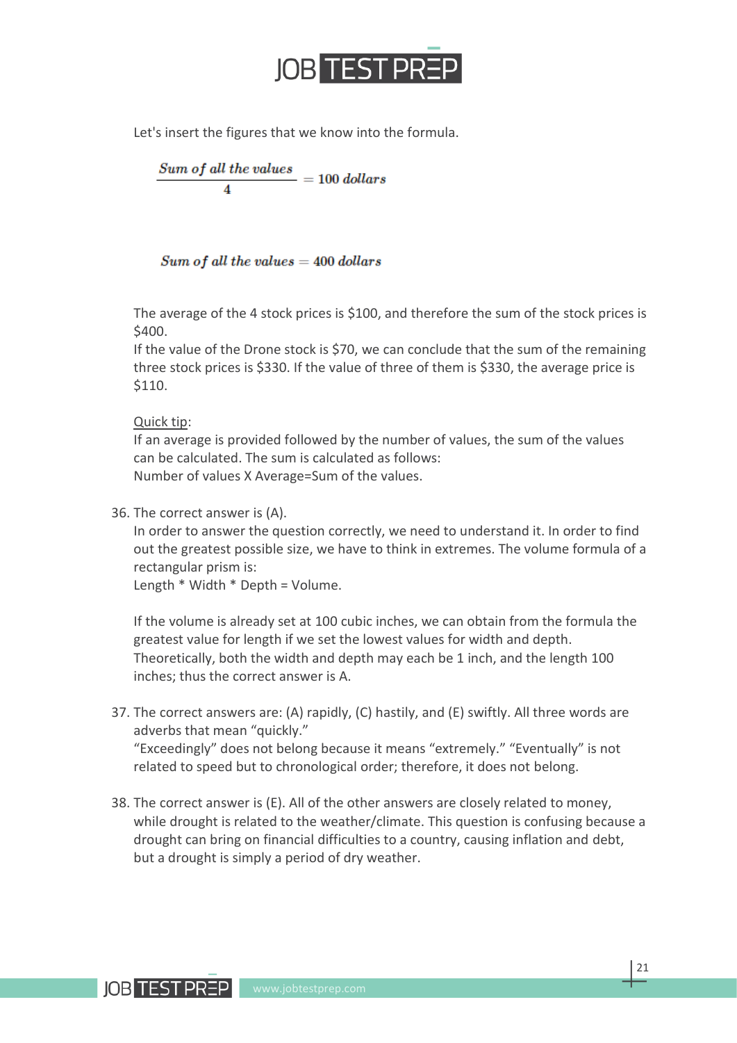Let's insert the figures that we know into the formula.

$$\frac{Sum\ of\ all\ the\ values}{4} = 100\ dollars$$

$$Sum\ of\ all\ the\ values = 400\ dollars$$

The average of the 4 stock prices is $100, and therefore the sum of the stock prices is $400.
If the value of the Drone stock is $70, we can conclude that the sum of the remaining three stock prices is $330. If the value of three of them is $330, the average price is $110.

Quick tip:
If an average is provided followed by the number of values, the sum of the values can be calculated. The sum is calculated as follows:
Number of values X Average=Sum of the values.

36. The correct answer is (A).
    In order to answer the question correctly, we need to understand it. In order to find out the greatest possible size, we have to think in extremes. The volume formula of a rectangular prism is:
    Length * Width * Depth = Volume.

    If the volume is already set at 100 cubic inches, we can obtain from the formula the greatest value for length if we set the lowest values for width and depth. Theoretically, both the width and depth may each be 1 inch, and the length 100 inches; thus the correct answer is A.

37. The correct answers are: (A) rapidly, (C) hastily, and (E) swiftly. All three words are adverbs that mean "quickly."
    "Exceedingly" does not belong because it means "extremely." "Eventually" is not related to speed but to chronological order; therefore, it does not belong.

38. The correct answer is (E). All of the other answers are closely related to money, while drought is related to the weather/climate. This question is confusing because a drought can bring on financial difficulties to a country, causing inflation and debt, but a drought is simply a period of dry weather.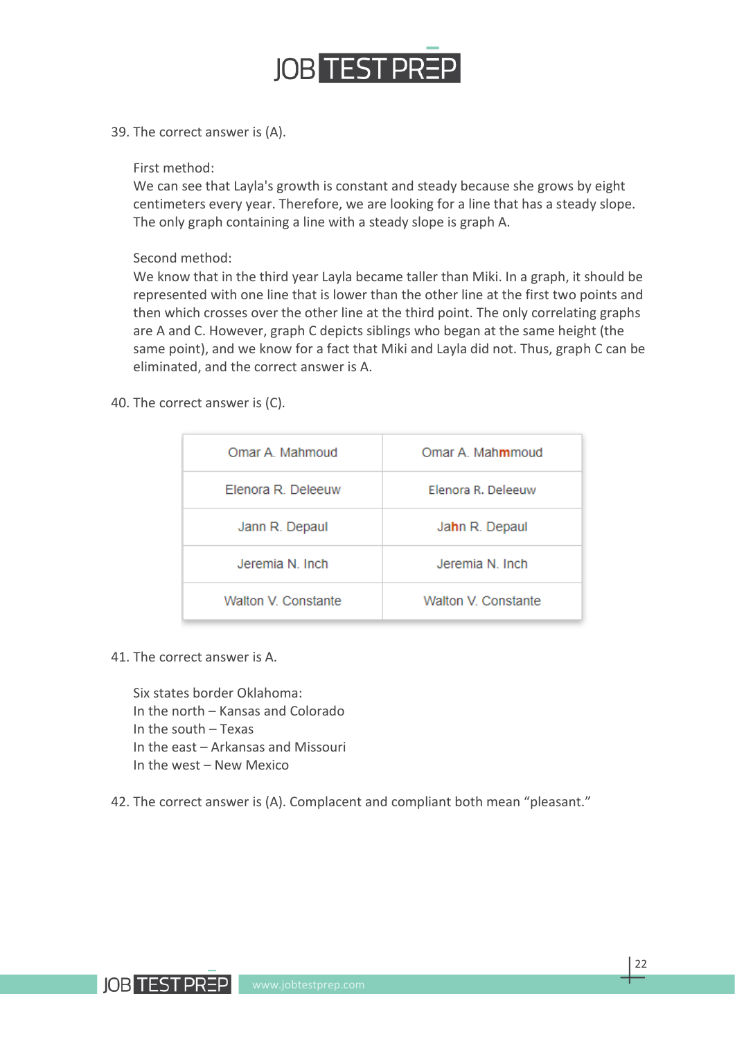39. The correct answer is (A).

First method:
We can see that Layla's growth is constant and steady because she grows by eight centimeters every year. Therefore, we are looking for a line that has a steady slope. The only graph containing a line with a steady slope is graph A.

Second method:
We know that in the third year Layla became taller than Miki. In a graph, it should be represented with one line that is lower than the other line at the first two points and then which crosses over the other line at the third point. The only correlating graphs are A and C. However, graph C depicts siblings who began at the same height (the same point), and we know for a fact that Miki and Layla did not. Thus, graph C can be eliminated, and the correct answer is A.

40. The correct answer is (C).

| | |
|---|---|
| Omar A. Mahmoud | Omar A. Mah**m**moud |
| Elenora R. Deleeuw | Elenora R. Deleeuw |
| Jann R. Depaul | Ja**h**n R. Depaul |
| Jeremia N. Inch | Jeremia N. Inch |
| Walton V. Constante | Walton V. Constante |

41. The correct answer is A.

Six states border Oklahoma:
In the north – Kansas and Colorado
In the south – Texas
In the east – Arkansas and Missouri
In the west – New Mexico

42. The correct answer is (A). Complacent and compliant both mean "pleasant."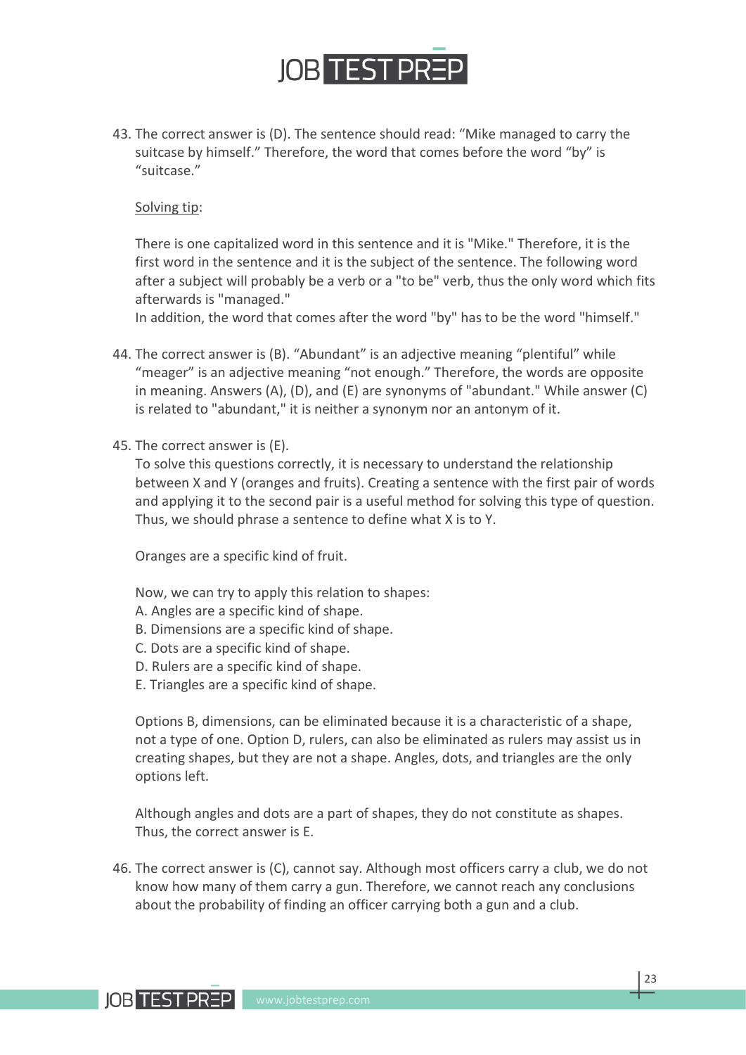43. The correct answer is (D). The sentence should read: "Mike managed to carry the suitcase by himself." Therefore, the word that comes before the word "by" is "suitcase."

    Solving tip:

    There is one capitalized word in this sentence and it is "Mike." Therefore, it is the first word in the sentence and it is the subject of the sentence. The following word after a subject will probably be a verb or a "to be" verb, thus the only word which fits afterwards is "managed."
    In addition, the word that comes after the word "by" has to be the word "himself."

44. The correct answer is (B). "Abundant" is an adjective meaning "plentiful" while "meager" is an adjective meaning "not enough." Therefore, the words are opposite in meaning. Answers (A), (D), and (E) are synonyms of "abundant." While answer (C) is related to "abundant," it is neither a synonym nor an antonym of it.

45. The correct answer is (E).
    To solve this questions correctly, it is necessary to understand the relationship between X and Y (oranges and fruits). Creating a sentence with the first pair of words and applying it to the second pair is a useful method for solving this type of question. Thus, we should phrase a sentence to define what X is to Y.

    Oranges are a specific kind of fruit.

    Now, we can try to apply this relation to shapes:
    A. Angles are a specific kind of shape.
    B. Dimensions are a specific kind of shape.
    C. Dots are a specific kind of shape.
    D. Rulers are a specific kind of shape.
    E. Triangles are a specific kind of shape.

    Options B, dimensions, can be eliminated because it is a characteristic of a shape, not a type of one. Option D, rulers, can also be eliminated as rulers may assist us in creating shapes, but they are not a shape. Angles, dots, and triangles are the only options left.

    Although angles and dots are a part of shapes, they do not constitute as shapes. Thus, the correct answer is E.

46. The correct answer is (C), cannot say. Although most officers carry a club, we do not know how many of them carry a gun. Therefore, we cannot reach any conclusions about the probability of finding an officer carrying both a gun and a club.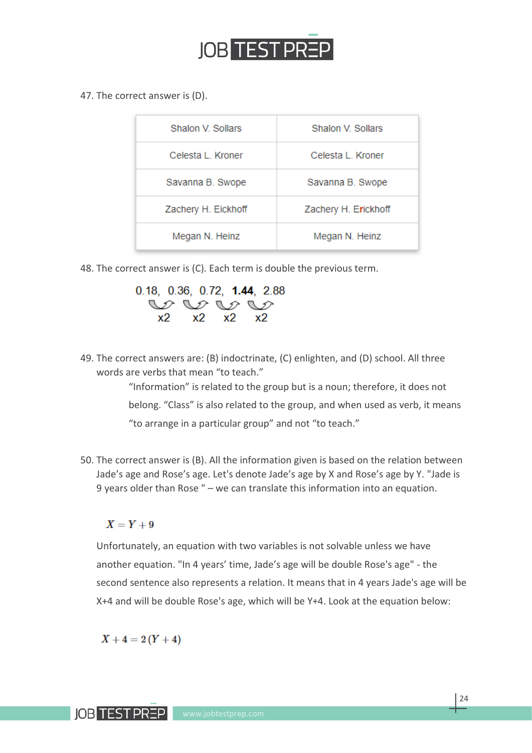47. The correct answer is (D).

| Shalon V. Sollars | Shalon V. Sollars |
|---|---|
| Celesta L. Kroner | Celesta L. Kroner |
| Savanna B. Swope | Savanna B. Swope |
| Zachery H. Eickhoff | Zachery H. Erickhoff |
| Megan N. Heinz | Megan N. Heinz |

48. The correct answer is (C). Each term is double the previous term.

0.18, 0.36, 0.72, **1.44**, 2.88

x2 x2 x2 x2

49. The correct answers are: (B) indoctrinate, (C) enlighten, and (D) school. All three words are verbs that mean "to teach."

"Information" is related to the group but is a noun; therefore, it does not belong. "Class" is also related to the group, and when used as verb, it means "to arrange in a particular group" and not "to teach."

50. The correct answer is (B). All the information given is based on the relation between Jade's age and Rose's age. Let's denote Jade's age by X and Rose's age by Y. "Jade is 9 years older than Rose " – we can translate this information into an equation.

$$X = Y + 9$$

Unfortunately, an equation with two variables is not solvable unless we have another equation. "In 4 years' time, Jade's age will be double Rose's age" - the second sentence also represents a relation. It means that in 4 years Jade's age will be X+4 and will be double Rose's age, which will be Y+4. Look at the equation below:

$$X + 4 = 2(Y + 4)$$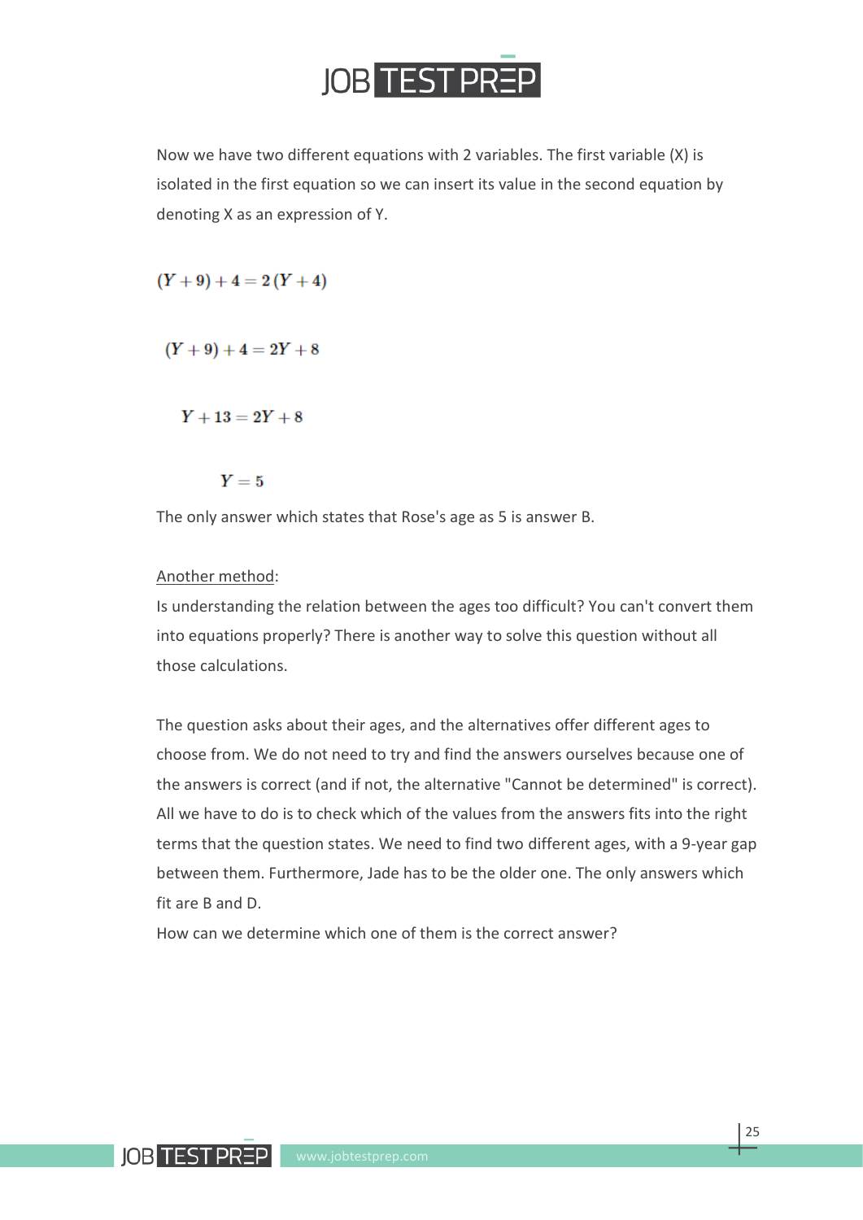Now we have two different equations with 2 variables. The first variable (X) is isolated in the first equation so we can insert its value in the second equation by denoting X as an expression of Y.

$$(Y + 9) + 4 = 2(Y + 4)$$

$$(Y + 9) + 4 = 2Y + 8$$

$$Y + 13 = 2Y + 8$$

$$Y = 5$$

The only answer which states that Rose's age as 5 is answer B.

<u>Another method</u>:

Is understanding the relation between the ages too difficult? You can't convert them into equations properly? There is another way to solve this question without all those calculations.

The question asks about their ages, and the alternatives offer different ages to choose from. We do not need to try and find the answers ourselves because one of the answers is correct (and if not, the alternative "Cannot be determined" is correct). All we have to do is to check which of the values from the answers fits into the right terms that the question states. We need to find two different ages, with a 9-year gap between them. Furthermore, Jade has to be the older one. The only answers which fit are B and D.

How can we determine which one of them is the correct answer?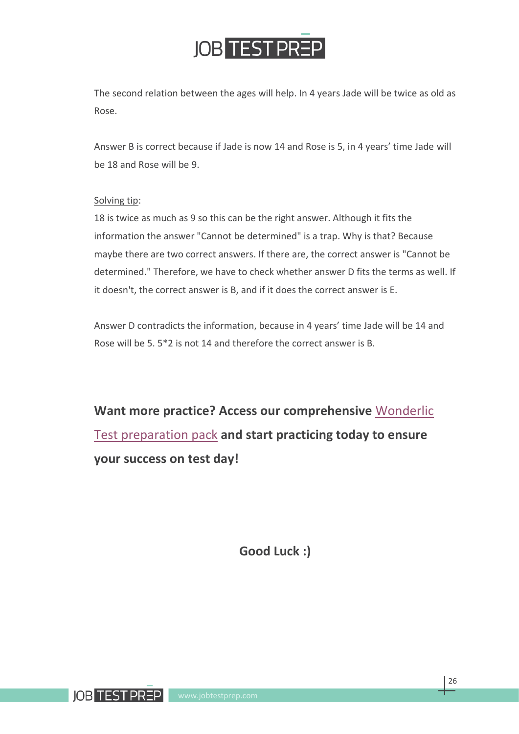The second relation between the ages will help. In 4 years Jade will be twice as old as Rose.

Answer B is correct because if Jade is now 14 and Rose is 5, in 4 years' time Jade will be 18 and Rose will be 9.

Solving tip:
18 is twice as much as 9 so this can be the right answer. Although it fits the information the answer "Cannot be determined" is a trap. Why is that? Because maybe there are two correct answers. If there are, the correct answer is "Cannot be determined." Therefore, we have to check whether answer D fits the terms as well. If it doesn't, the correct answer is B, and if it does the correct answer is E.

Answer D contradicts the information, because in 4 years' time Jade will be 14 and Rose will be 5. 5*2 is not 14 and therefore the correct answer is B.

**Want more practice? Access our comprehensive Wonderlic Test preparation pack and start practicing today to ensure your success on test day!**

**Good Luck :)**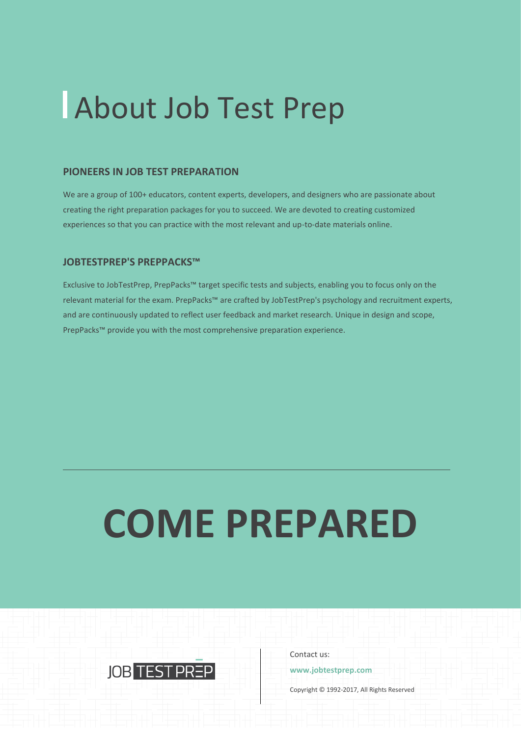# About Job Test Prep

### PIONEERS IN JOB TEST PREPARATION

We are a group of 100+ educators, content experts, developers, and designers who are passionate about creating the right preparation packages for you to succeed. We are devoted to creating customized experiences so that you can practice with the most relevant and up-to-date materials online.

### JOBTESTPREP'S PREPPACKS™

Exclusive to JobTestPrep, PrepPacks™ target specific tests and subjects, enabling you to focus only on the relevant material for the exam. PrepPacks™ are crafted by JobTestPrep's psychology and recruitment experts, and are continuously updated to reflect user feedback and market research. Unique in design and scope, PrepPacks™ provide you with the most comprehensive preparation experience.

---

# COME PREPARED

JOB TEST PREP

Contact us:

**www.jobtestprep.com**

Copyright © 1992-2017, All Rights Reserved